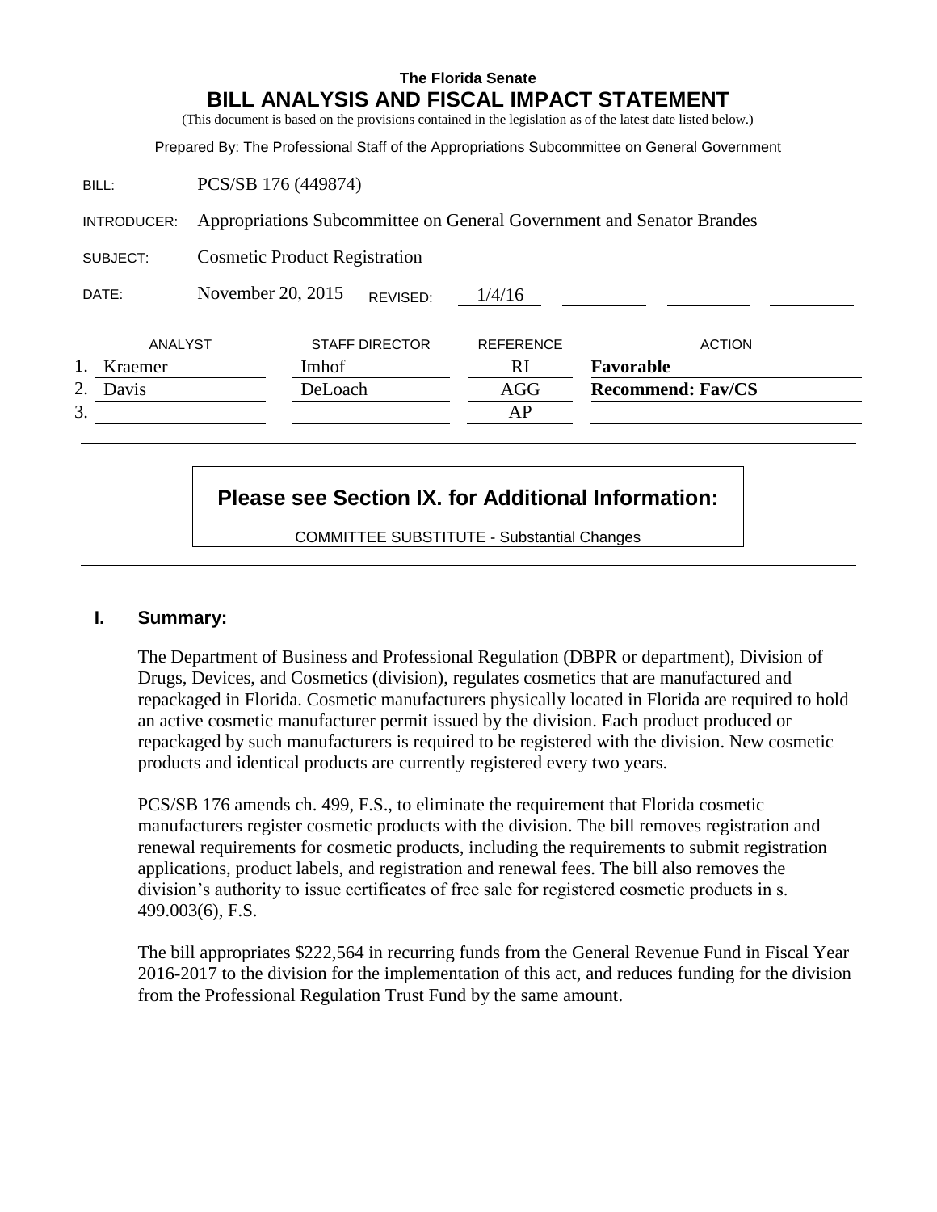**The Florida Senate**

# BILL ANALYSIS AND FISCAL IMPACT STATEMENT

(This document is based on the provisions contained in the legislation as of the latest date listed below.)

Prepared By: The Professional Staff of the Appropriations Subcommittee on General Government

| | |
|---|---|
| BILL: | PCS/SB 176 (449874) |
| INTRODUCER: | Appropriations Subcommittee on General Government and Senator Brandes |
| SUBJECT: | Cosmetic Product Registration |
| DATE: | November 20, 2015 REVISED: 1/4/16 |

| | ANALYST | STAFF DIRECTOR | REFERENCE | ACTION |
|---|---|---|---|---|
| 1. | Kraemer | Imhof | RI | **Favorable** |
| 2. | Davis | DeLoach | AGG | **Recommend: Fav/CS** |
| 3. | | | AP | |

**Please see Section IX. for Additional Information:**

COMMITTEE SUBSTITUTE - Substantial Changes

## I. Summary:

The Department of Business and Professional Regulation (DBPR or department), Division of Drugs, Devices, and Cosmetics (division), regulates cosmetics that are manufactured and repackaged in Florida. Cosmetic manufacturers physically located in Florida are required to hold an active cosmetic manufacturer permit issued by the division. Each product produced or repackaged by such manufacturers is required to be registered with the division. New cosmetic products and identical products are currently registered every two years.

PCS/SB 176 amends ch. 499, F.S., to eliminate the requirement that Florida cosmetic manufacturers register cosmetic products with the division. The bill removes registration and renewal requirements for cosmetic products, including the requirements to submit registration applications, product labels, and registration and renewal fees. The bill also removes the division's authority to issue certificates of free sale for registered cosmetic products in s. 499.003(6), F.S.

The bill appropriates $222,564 in recurring funds from the General Revenue Fund in Fiscal Year 2016-2017 to the division for the implementation of this act, and reduces funding for the division from the Professional Regulation Trust Fund by the same amount.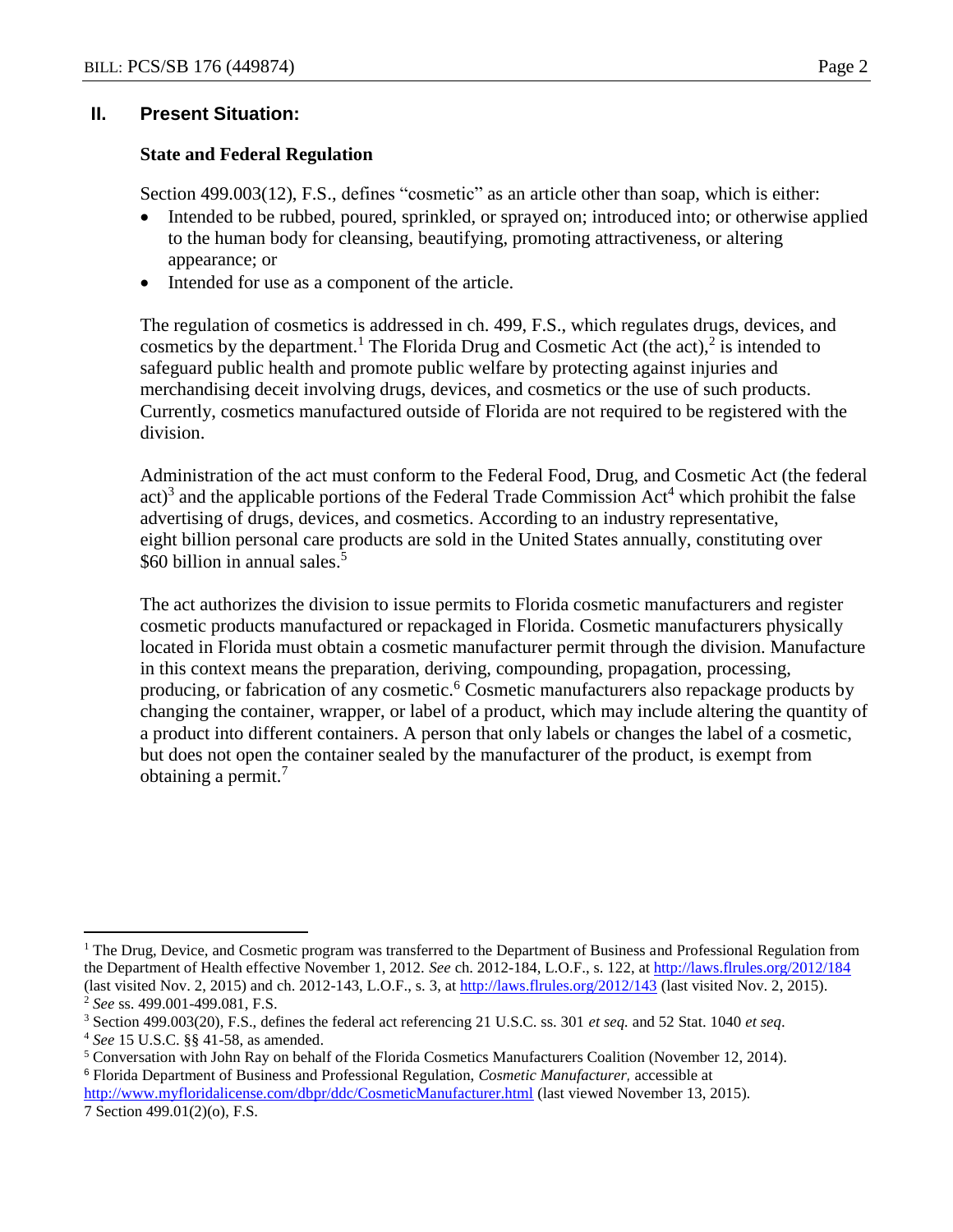## II. Present Situation:

### State and Federal Regulation

Section 499.003(12), F.S., defines "cosmetic" as an article other than soap, which is either:

- Intended to be rubbed, poured, sprinkled, or sprayed on; introduced into; or otherwise applied to the human body for cleansing, beautifying, promoting attractiveness, or altering appearance; or
- Intended for use as a component of the article.

The regulation of cosmetics is addressed in ch. 499, F.S., which regulates drugs, devices, and cosmetics by the department.[1] The Florida Drug and Cosmetic Act (the act),[2] is intended to safeguard public health and promote public welfare by protecting against injuries and merchandising deceit involving drugs, devices, and cosmetics or the use of such products. Currently, cosmetics manufactured outside of Florida are not required to be registered with the division.

Administration of the act must conform to the Federal Food, Drug, and Cosmetic Act (the federal act)[3] and the applicable portions of the Federal Trade Commission Act[4] which prohibit the false advertising of drugs, devices, and cosmetics. According to an industry representative, eight billion personal care products are sold in the United States annually, constituting over $60 billion in annual sales.[5]

The act authorizes the division to issue permits to Florida cosmetic manufacturers and register cosmetic products manufactured or repackaged in Florida. Cosmetic manufacturers physically located in Florida must obtain a cosmetic manufacturer permit through the division. Manufacture in this context means the preparation, deriving, compounding, propagation, processing, producing, or fabrication of any cosmetic.[6] Cosmetic manufacturers also repackage products by changing the container, wrapper, or label of a product, which may include altering the quantity of a product into different containers. A person that only labels or changes the label of a cosmetic, but does not open the container sealed by the manufacturer of the product, is exempt from obtaining a permit.[7]

---

[1] The Drug, Device, and Cosmetic program was transferred to the Department of Business and Professional Regulation from the Department of Health effective November 1, 2012. *See* ch. 2012-184, L.O.F., s. 122, at http://laws.flrules.org/2012/184 (last visited Nov. 2, 2015) and ch. 2012-143, L.O.F., s. 3, at http://laws.flrules.org/2012/143 (last visited Nov. 2, 2015).

[2] *See* ss. 499.001-499.081, F.S.

[3] Section 499.003(20), F.S., defines the federal act referencing 21 U.S.C. ss. 301 *et seq.* and 52 Stat. 1040 *et seq*.

[4] *See* 15 U.S.C. §§ 41-58, as amended.

[5] Conversation with John Ray on behalf of the Florida Cosmetics Manufacturers Coalition (November 12, 2014).

[6] Florida Department of Business and Professional Regulation, *Cosmetic Manufacturer,* accessible at http://www.myfloridalicense.com/dbpr/ddc/CosmeticManufacturer.html (last viewed November 13, 2015).

[7] Section 499.01(2)(o), F.S.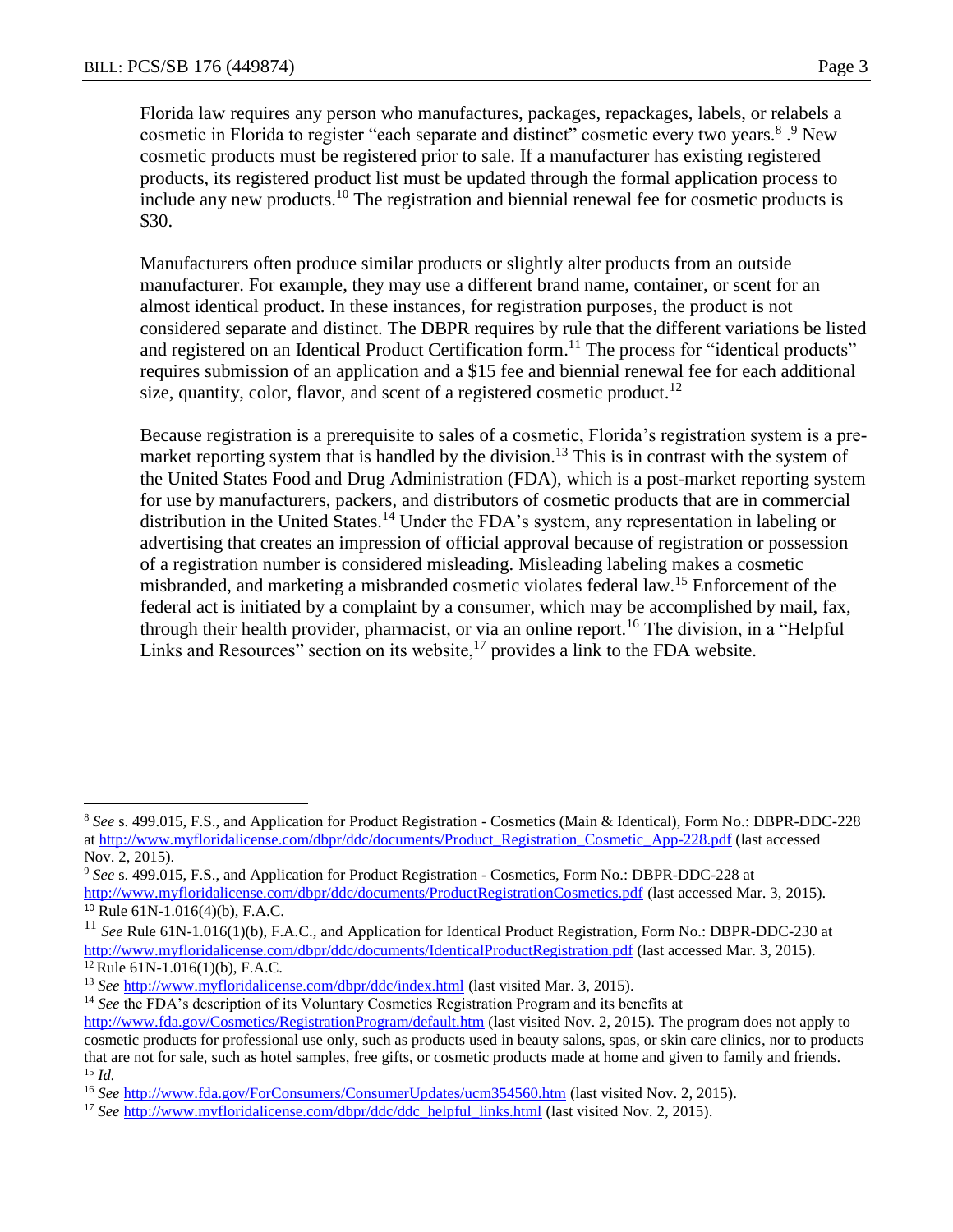Florida law requires any person who manufactures, packages, repackages, labels, or relabels a cosmetic in Florida to register "each separate and distinct" cosmetic every two years.[8] .[9] New cosmetic products must be registered prior to sale. If a manufacturer has existing registered products, its registered product list must be updated through the formal application process to include any new products.[10] The registration and biennial renewal fee for cosmetic products is $30.

Manufacturers often produce similar products or slightly alter products from an outside manufacturer. For example, they may use a different brand name, container, or scent for an almost identical product. In these instances, for registration purposes, the product is not considered separate and distinct. The DBPR requires by rule that the different variations be listed and registered on an Identical Product Certification form.[11] The process for "identical products" requires submission of an application and a $15 fee and biennial renewal fee for each additional size, quantity, color, flavor, and scent of a registered cosmetic product.[12]

Because registration is a prerequisite to sales of a cosmetic, Florida's registration system is a pre-market reporting system that is handled by the division.[13] This is in contrast with the system of the United States Food and Drug Administration (FDA), which is a post-market reporting system for use by manufacturers, packers, and distributors of cosmetic products that are in commercial distribution in the United States.[14] Under the FDA's system, any representation in labeling or advertising that creates an impression of official approval because of registration or possession of a registration number is considered misleading. Misleading labeling makes a cosmetic misbranded, and marketing a misbranded cosmetic violates federal law.[15] Enforcement of the federal act is initiated by a complaint by a consumer, which may be accomplished by mail, fax, through their health provider, pharmacist, or via an online report.[16] The division, in a "Helpful Links and Resources" section on its website,[17] provides a link to the FDA website.

---

[8] *See* s. 499.015, F.S., and Application for Product Registration - Cosmetics (Main & Identical), Form No.: DBPR-DDC-228 at http://www.myfloridalicense.com/dbpr/ddc/documents/Product_Registration_Cosmetic_App-228.pdf (last accessed Nov. 2, 2015).

[9] *See* s. 499.015, F.S., and Application for Product Registration - Cosmetics, Form No.: DBPR-DDC-228 at http://www.myfloridalicense.com/dbpr/ddc/documents/ProductRegistrationCosmetics.pdf (last accessed Mar. 3, 2015).

[10] Rule 61N-1.016(4)(b), F.A.C.

[11] *See* Rule 61N-1.016(1)(b), F.A.C., and Application for Identical Product Registration, Form No.: DBPR-DDC-230 at http://www.myfloridalicense.com/dbpr/ddc/documents/IdenticalProductRegistration.pdf (last accessed Mar. 3, 2015).

[12] Rule 61N-1.016(1)(b), F.A.C.

[13] *See* http://www.myfloridalicense.com/dbpr/ddc/index.html (last visited Mar. 3, 2015).

[14] *See* the FDA's description of its Voluntary Cosmetics Registration Program and its benefits at http://www.fda.gov/Cosmetics/RegistrationProgram/default.htm (last visited Nov. 2, 2015). The program does not apply to cosmetic products for professional use only, such as products used in beauty salons, spas, or skin care clinics, nor to products that are not for sale, such as hotel samples, free gifts, or cosmetic products made at home and given to family and friends.

[15] *Id.*

[16] *See* http://www.fda.gov/ForConsumers/ConsumerUpdates/ucm354560.htm (last visited Nov. 2, 2015).

[17] *See* http://www.myfloridalicense.com/dbpr/ddc/ddc_helpful_links.html (last visited Nov. 2, 2015).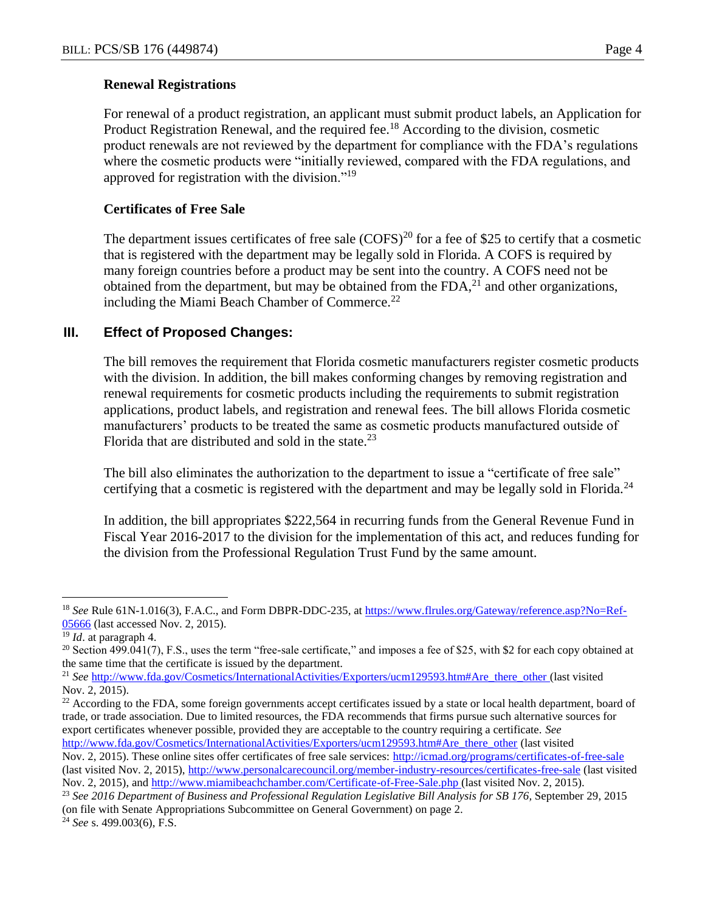### Renewal Registrations

For renewal of a product registration, an applicant must submit product labels, an Application for Product Registration Renewal, and the required fee.[18] According to the division, cosmetic product renewals are not reviewed by the department for compliance with the FDA's regulations where the cosmetic products were "initially reviewed, compared with the FDA regulations, and approved for registration with the division."[19]

### Certificates of Free Sale

The department issues certificates of free sale (COFS)[20] for a fee of $25 to certify that a cosmetic that is registered with the department may be legally sold in Florida. A COFS is required by many foreign countries before a product may be sent into the country. A COFS need not be obtained from the department, but may be obtained from the FDA,[21] and other organizations, including the Miami Beach Chamber of Commerce.[22]

## III. Effect of Proposed Changes:

The bill removes the requirement that Florida cosmetic manufacturers register cosmetic products with the division. In addition, the bill makes conforming changes by removing registration and renewal requirements for cosmetic products including the requirements to submit registration applications, product labels, and registration and renewal fees. The bill allows Florida cosmetic manufacturers' products to be treated the same as cosmetic products manufactured outside of Florida that are distributed and sold in the state.[23]

The bill also eliminates the authorization to the department to issue a "certificate of free sale" certifying that a cosmetic is registered with the department and may be legally sold in Florida.[24]

In addition, the bill appropriates $222,564 in recurring funds from the General Revenue Fund in Fiscal Year 2016-2017 to the division for the implementation of this act, and reduces funding for the division from the Professional Regulation Trust Fund by the same amount.

---

[18] *See* Rule 61N-1.016(3), F.A.C., and Form DBPR-DDC-235, at https://www.flrules.org/Gateway/reference.asp?No=Ref-05666 (last accessed Nov. 2, 2015).

[19] *Id*. at paragraph 4.

[20] Section 499.041(7), F.S., uses the term "free-sale certificate," and imposes a fee of $25, with $2 for each copy obtained at the same time that the certificate is issued by the department.

[21] *See* http://www.fda.gov/Cosmetics/InternationalActivities/Exporters/ucm129593.htm#Are_there_other (last visited Nov. 2, 2015).

[22] According to the FDA, some foreign governments accept certificates issued by a state or local health department, board of trade, or trade association. Due to limited resources, the FDA recommends that firms pursue such alternative sources for export certificates whenever possible, provided they are acceptable to the country requiring a certificate. *See* http://www.fda.gov/Cosmetics/InternationalActivities/Exporters/ucm129593.htm#Are_there_other (last visited Nov. 2, 2015). These online sites offer certificates of free sale services: http://icmad.org/programs/certificates-of-free-sale (last visited Nov. 2, 2015), http://www.personalcarecouncil.org/member-industry-resources/certificates-free-sale (last visited Nov. 2, 2015), and http://www.miamibeachchamber.com/Certificate-of-Free-Sale.php (last visited Nov. 2, 2015).

[23] *See 2016 Department of Business and Professional Regulation Legislative Bill Analysis for SB 176*, September 29, 2015 (on file with Senate Appropriations Subcommittee on General Government) on page 2.

[24] *See* s. 499.003(6), F.S.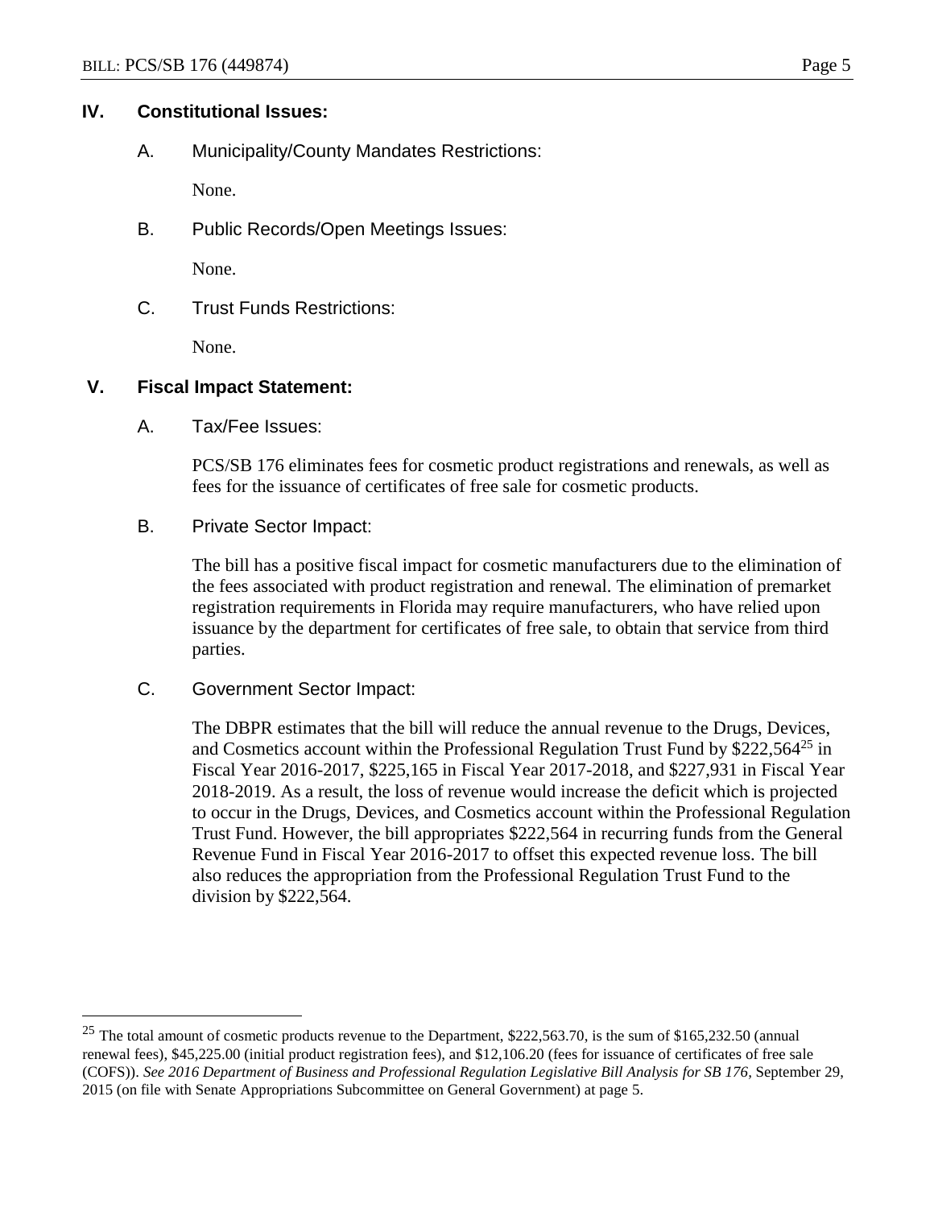## IV. Constitutional Issues:

### A. Municipality/County Mandates Restrictions:

None.

### B. Public Records/Open Meetings Issues:

None.

### C. Trust Funds Restrictions:

None.

## V. Fiscal Impact Statement:

### A. Tax/Fee Issues:

PCS/SB 176 eliminates fees for cosmetic product registrations and renewals, as well as fees for the issuance of certificates of free sale for cosmetic products.

### B. Private Sector Impact:

The bill has a positive fiscal impact for cosmetic manufacturers due to the elimination of the fees associated with product registration and renewal. The elimination of premarket registration requirements in Florida may require manufacturers, who have relied upon issuance by the department for certificates of free sale, to obtain that service from third parties.

### C. Government Sector Impact:

The DBPR estimates that the bill will reduce the annual revenue to the Drugs, Devices, and Cosmetics account within the Professional Regulation Trust Fund by $222,564[25] in Fiscal Year 2016-2017, $225,165 in Fiscal Year 2017-2018, and $227,931 in Fiscal Year 2018-2019. As a result, the loss of revenue would increase the deficit which is projected to occur in the Drugs, Devices, and Cosmetics account within the Professional Regulation Trust Fund. However, the bill appropriates $222,564 in recurring funds from the General Revenue Fund in Fiscal Year 2016-2017 to offset this expected revenue loss. The bill also reduces the appropriation from the Professional Regulation Trust Fund to the division by $222,564.

---

[25] The total amount of cosmetic products revenue to the Department, $222,563.70, is the sum of $165,232.50 (annual renewal fees), $45,225.00 (initial product registration fees), and $12,106.20 (fees for issuance of certificates of free sale (COFS)). *See 2016 Department of Business and Professional Regulation Legislative Bill Analysis for SB 176*, September 29, 2015 (on file with Senate Appropriations Subcommittee on General Government) at page 5.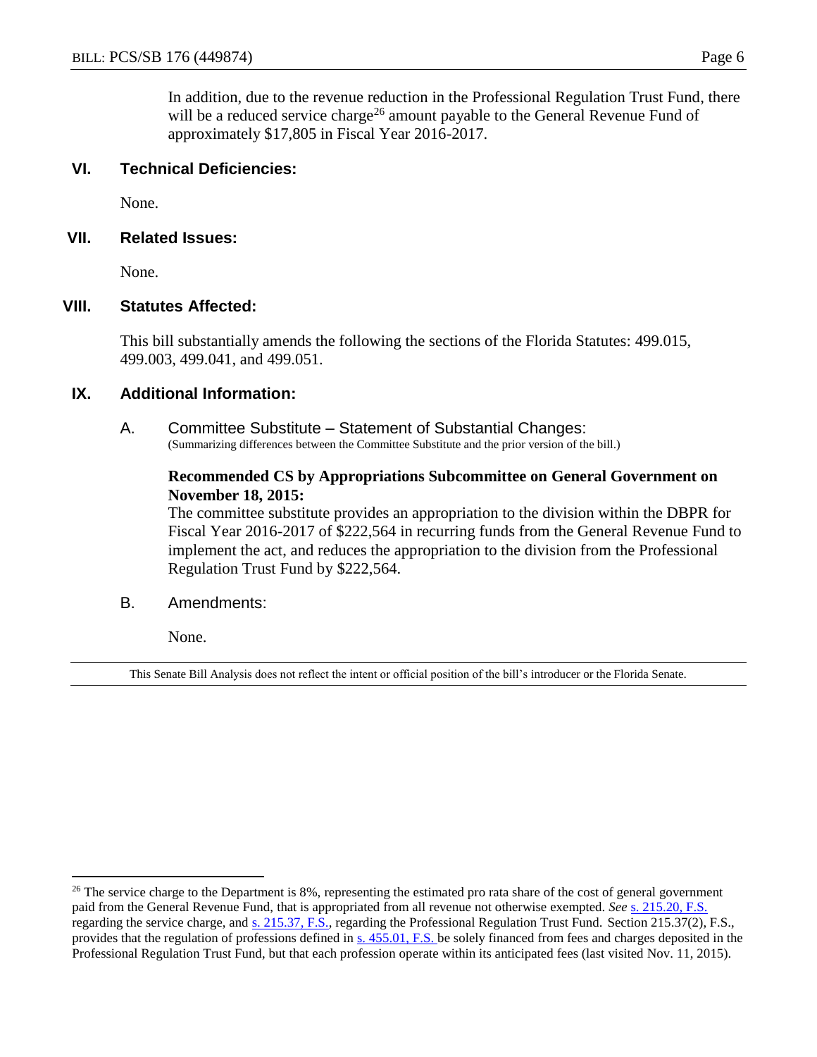In addition, due to the revenue reduction in the Professional Regulation Trust Fund, there will be a reduced service charge[26] amount payable to the General Revenue Fund of approximately $17,805 in Fiscal Year 2016-2017.

## VI. Technical Deficiencies:

None.

## VII. Related Issues:

None.

## VIII. Statutes Affected:

This bill substantially amends the following the sections of the Florida Statutes: 499.015, 499.003, 499.041, and 499.051.

## IX. Additional Information:

### A. Committee Substitute – Statement of Substantial Changes:

(Summarizing differences between the Committee Substitute and the prior version of the bill.)

**Recommended CS by Appropriations Subcommittee on General Government on November 18, 2015:**

The committee substitute provides an appropriation to the division within the DBPR for Fiscal Year 2016-2017 of $222,564 in recurring funds from the General Revenue Fund to implement the act, and reduces the appropriation to the division from the Professional Regulation Trust Fund by $222,564.

### B. Amendments:

None.

This Senate Bill Analysis does not reflect the intent or official position of the bill's introducer or the Florida Senate.

---

[26] The service charge to the Department is 8%, representing the estimated pro rata share of the cost of general government paid from the General Revenue Fund, that is appropriated from all revenue not otherwise exempted. *See* s. 215.20, F.S. regarding the service charge, and s. 215.37, F.S., regarding the Professional Regulation Trust Fund. Section 215.37(2), F.S., provides that the regulation of professions defined in s. 455.01, F.S. be solely financed from fees and charges deposited in the Professional Regulation Trust Fund, but that each profession operate within its anticipated fees (last visited Nov. 11, 2015).